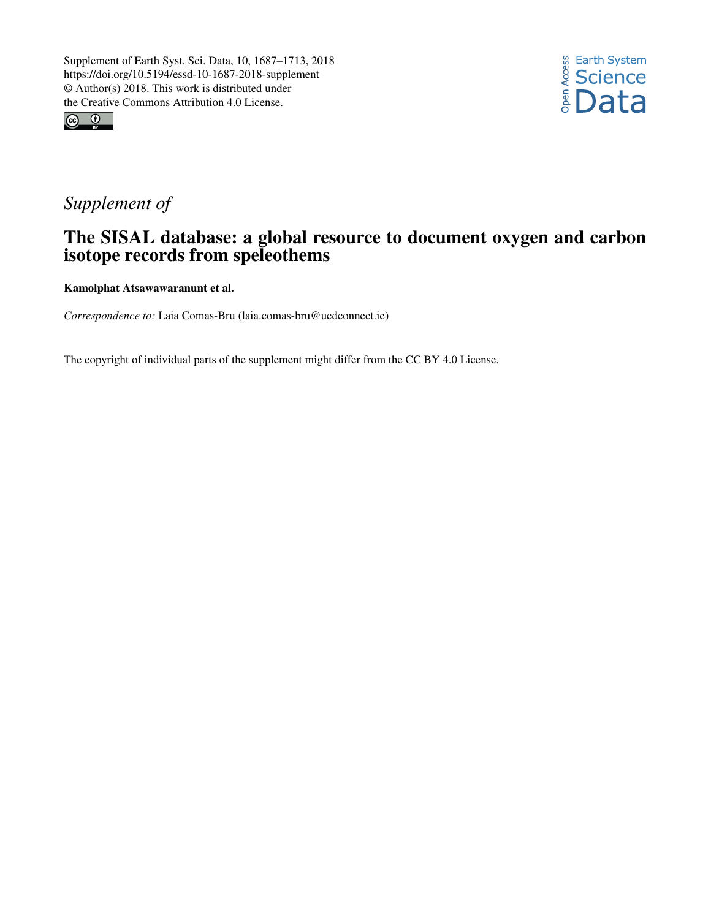Supplement of Earth Syst. Sci. Data, 10, 1687–1713, 2018
https://doi.org/10.5194/essd-10-1687-2018-supplement
© Author(s) 2018. This work is distributed under
the Creative Commons Attribution 4.0 License.

*Supplement of*

# The SISAL database: a global resource to document oxygen and carbon isotope records from speleothems

**Kamolphat Atsawawaranunt et al.**

*Correspondence to:* Laia Comas-Bru (laia.comas-bru@ucdconnect.ie)

The copyright of individual parts of the supplement might differ from the CC BY 4.0 License.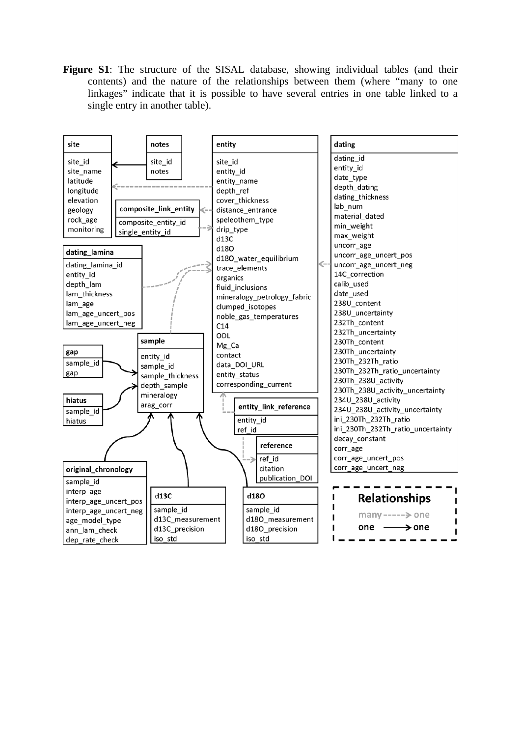**Figure S1**: The structure of the SISAL database, showing individual tables (and their contents) and the nature of the relationships between them (where "many to one linkages" indicate that it is possible to have several entries in one table linked to a single entry in another table).

**site**
- site_id
- site_name
- latitude
- longitude
- elevation
- geology
- rock_age
- monitoring

**notes**
- site_id
- notes

**composite_link_entity**
- composite_entity_id
- single_entity_id

**entity**
- site_id
- entity_id
- entity_name
- depth_ref
- cover_thickness
- distance_entrance
- speleothem_type
- drip_type
- d13C
- d18O
- d18O_water_equilibrium
- trace_elements
- organics
- fluid_inclusions
- mineralogy_petrology_fabric
- clumped_isotopes
- noble_gas_temperatures
- C14
- ODL
- Mg_Ca
- contact
- data_DOI_URL
- entity_status
- corresponding_current

**dating**
- dating_id
- entity_id
- date_type
- depth_dating
- dating_thickness
- lab_num
- material_dated
- min_weight
- max_weight
- uncorr_age
- uncorr_age_uncert_pos
- uncorr_age_uncert_neg
- 14C_correction
- calib_used
- date_used
- 238U_content
- 238U_uncertainty
- 232Th_content
- 232Th_uncertainty
- 230Th_content
- 230Th_uncertainty
- 230Th_232Th_ratio
- 230Th_232Th_ratio_uncertainty
- 230Th_238U_activity
- 230Th_238U_activity_uncertainty
- 234U_238U_activity
- 234U_238U_activity_uncertainty
- ini_230Th_232Th_ratio
- ini_230Th_232Th_ratio_uncertainty
- decay_constant
- corr_age
- corr_age_uncert_pos
- corr_age_uncert_neg

**dating_lamina**
- dating_lamina_id
- entity_id
- depth_lam
- lam_thickness
- lam_age
- lam_age_uncert_pos
- lam_age_uncert_neg

**sample**
- entity_id
- sample_id
- sample_thickness
- depth_sample
- mineralogy
- arag_corr

**gap**
- sample_id
- gap

**hiatus**
- sample_id
- hiatus

**entity_link_reference**
- entity_id
- ref_id

**reference**
- ref_id
- citation
- publication_DOI

**original_chronology**
- sample_id
- interp_age
- interp_age_uncert_pos
- interp_age_uncert_neg
- age_model_type
- ann_lam_check
- dep_rate_check

**d13C**
- sample_id
- d13C_measurement
- d13C_precision
- iso_std

**d18O**
- sample_id
- d18O_measurement
- d18O_precision
- iso_std

**Relationships**
- many - - - -> one
- one ———> one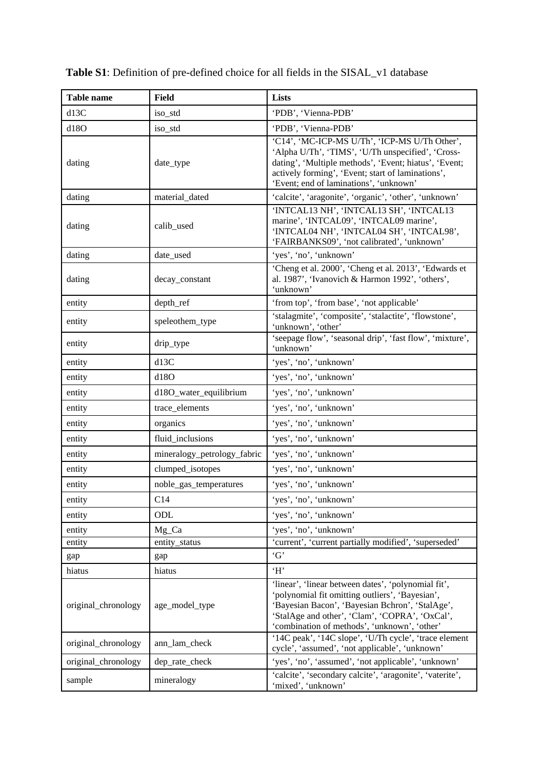**Table S1**: Definition of pre-defined choice for all fields in the SISAL_v1 database

| Table name | Field | Lists |
|---|---|---|
| d13C | iso_std | 'PDB', 'Vienna-PDB' |
| d18O | iso_std | 'PDB', 'Vienna-PDB' |
| dating | date_type | 'C14', 'MC-ICP-MS U/Th', 'ICP-MS U/Th Other', 'Alpha U/Th', 'TIMS', 'U/Th unspecified', 'Cross-dating', 'Multiple methods', 'Event; hiatus', 'Event; actively forming', 'Event; start of laminations', 'Event; end of laminations', 'unknown' |
| dating | material_dated | 'calcite', 'aragonite', 'organic', 'other', 'unknown' |
| dating | calib_used | 'INTCAL13 NH', 'INTCAL13 SH', 'INTCAL13 marine', 'INTCAL09', 'INTCAL09 marine', 'INTCAL04 NH', 'INTCAL04 SH', 'INTCAL98', 'FAIRBANKS09', 'not calibrated', 'unknown' |
| dating | date_used | 'yes', 'no', 'unknown' |
| dating | decay_constant | 'Cheng et al. 2000', 'Cheng et al. 2013', 'Edwards et al. 1987', 'Ivanovich & Harmon 1992', 'others', 'unknown' |
| entity | depth_ref | 'from top', 'from base', 'not applicable' |
| entity | speleothem_type | 'stalagmite', 'composite', 'stalactite', 'flowstone', 'unknown', 'other' |
| entity | drip_type | 'seepage flow', 'seasonal drip', 'fast flow', 'mixture', 'unknown' |
| entity | d13C | 'yes', 'no', 'unknown' |
| entity | d18O | 'yes', 'no', 'unknown' |
| entity | d18O_water_equilibrium | 'yes', 'no', 'unknown' |
| entity | trace_elements | 'yes', 'no', 'unknown' |
| entity | organics | 'yes', 'no', 'unknown' |
| entity | fluid_inclusions | 'yes', 'no', 'unknown' |
| entity | mineralogy_petrology_fabric | 'yes', 'no', 'unknown' |
| entity | clumped_isotopes | 'yes', 'no', 'unknown' |
| entity | noble_gas_temperatures | 'yes', 'no', 'unknown' |
| entity | C14 | 'yes', 'no', 'unknown' |
| entity | ODL | 'yes', 'no', 'unknown' |
| entity | Mg_Ca | 'yes', 'no', 'unknown' |
| entity | entity_status | 'current', 'current partially modified', 'superseded' |
| gap | gap | 'G' |
| hiatus | hiatus | 'H' |
| original_chronology | age_model_type | 'linear', 'linear between dates', 'polynomial fit', 'polynomial fit omitting outliers', 'Bayesian', 'Bayesian Bacon', 'Bayesian Bchron', 'StalAge', 'StalAge and other', 'Clam', 'COPRA', 'OxCal', 'combination of methods', 'unknown', 'other' |
| original_chronology | ann_lam_check | '14C peak', '14C slope', 'U/Th cycle', 'trace element cycle', 'assumed', 'not applicable', 'unknown' |
| original_chronology | dep_rate_check | 'yes', 'no', 'assumed', 'not applicable', 'unknown' |
| sample | mineralogy | 'calcite', 'secondary calcite', 'aragonite', 'vaterite', 'mixed', 'unknown' |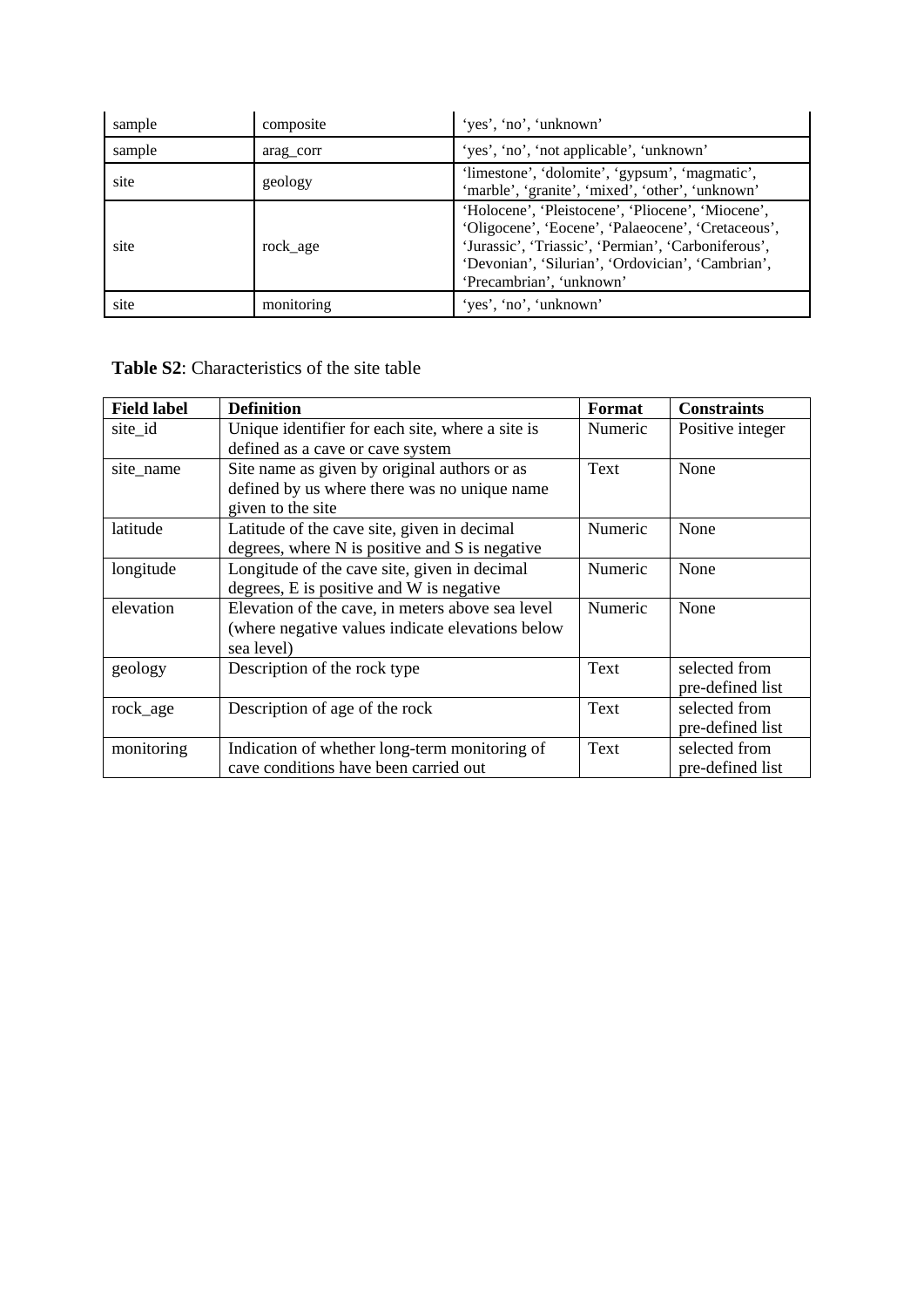| | | |
|---|---|---|
| sample | composite | ‘yes’, ‘no’, ‘unknown’ |
| sample | arag_corr | ‘yes’, ‘no’, ‘not applicable’, ‘unknown’ |
| site | geology | ‘limestone’, ‘dolomite’, ‘gypsum’, ‘magmatic’, ‘marble’, ‘granite’, ‘mixed’, ‘other’, ‘unknown’ |
| site | rock_age | ‘Holocene’, ‘Pleistocene’, ‘Pliocene’, ‘Miocene’, ‘Oligocene’, ‘Eocene’, ‘Palaeocene’, ‘Cretaceous’, ‘Jurassic’, ‘Triassic’, ‘Permian’, ‘Carboniferous’, ‘Devonian’, ‘Silurian’, ‘Ordovician’, ‘Cambrian’, ‘Precambrian’, ‘unknown’ |
| site | monitoring | ‘yes’, ‘no’, ‘unknown’ |

**Table S2**: Characteristics of the site table

| Field label | Definition | Format | Constraints |
|---|---|---|---|
| site_id | Unique identifier for each site, where a site is defined as a cave or cave system | Numeric | Positive integer |
| site_name | Site name as given by original authors or as defined by us where there was no unique name given to the site | Text | None |
| latitude | Latitude of the cave site, given in decimal degrees, where N is positive and S is negative | Numeric | None |
| longitude | Longitude of the cave site, given in decimal degrees, E is positive and W is negative | Numeric | None |
| elevation | Elevation of the cave, in meters above sea level (where negative values indicate elevations below sea level) | Numeric | None |
| geology | Description of the rock type | Text | selected from pre-defined list |
| rock_age | Description of age of the rock | Text | selected from pre-defined list |
| monitoring | Indication of whether long-term monitoring of cave conditions have been carried out | Text | selected from pre-defined list |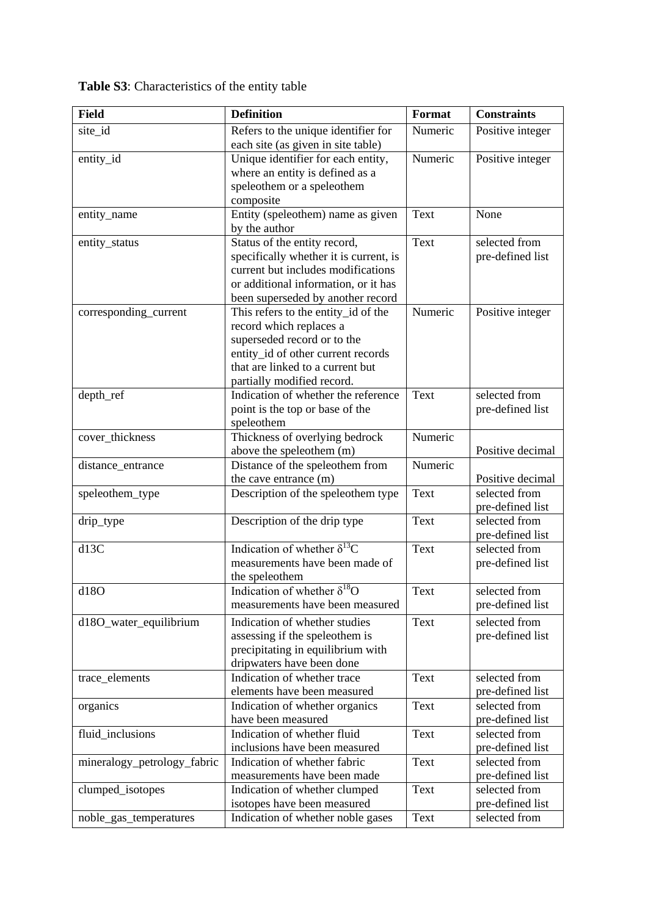**Table S3**: Characteristics of the entity table

| Field | Definition | Format | Constraints |
|---|---|---|---|
| site_id | Refers to the unique identifier for each site (as given in site table) | Numeric | Positive integer |
| entity_id | Unique identifier for each entity, where an entity is defined as a speleothem or a speleothem composite | Numeric | Positive integer |
| entity_name | Entity (speleothem) name as given by the author | Text | None |
| entity_status | Status of the entity record, specifically whether it is current, is current but includes modifications or additional information, or it has been superseded by another record | Text | selected from pre-defined list |
| corresponding_current | This refers to the entity_id of the record which replaces a superseded record or to the entity_id of other current records that are linked to a current but partially modified record. | Numeric | Positive integer |
| depth_ref | Indication of whether the reference point is the top or base of the speleothem | Text | selected from pre-defined list |
| cover_thickness | Thickness of overlying bedrock above the speleothem (m) | Numeric | Positive decimal |
| distance_entrance | Distance of the speleothem from the cave entrance (m) | Numeric | Positive decimal |
| speleothem_type | Description of the speleothem type | Text | selected from pre-defined list |
| drip_type | Description of the drip type | Text | selected from pre-defined list |
| d13C | Indication of whether $\delta^{13}C$ measurements have been made of the speleothem | Text | selected from pre-defined list |
| d18O | Indication of whether $\delta^{18}O$ measurements have been measured | Text | selected from pre-defined list |
| d18O_water_equilibrium | Indication of whether studies assessing if the speleothem is precipitating in equilibrium with dripwaters have been done | Text | selected from pre-defined list |
| trace_elements | Indication of whether trace elements have been measured | Text | selected from pre-defined list |
| organics | Indication of whether organics have been measured | Text | selected from pre-defined list |
| fluid_inclusions | Indication of whether fluid inclusions have been measured | Text | selected from pre-defined list |
| mineralogy_petrology_fabric | Indication of whether fabric measurements have been made | Text | selected from pre-defined list |
| clumped_isotopes | Indication of whether clumped isotopes have been measured | Text | selected from pre-defined list |
| noble_gas_temperatures | Indication of whether noble gases | Text | selected from |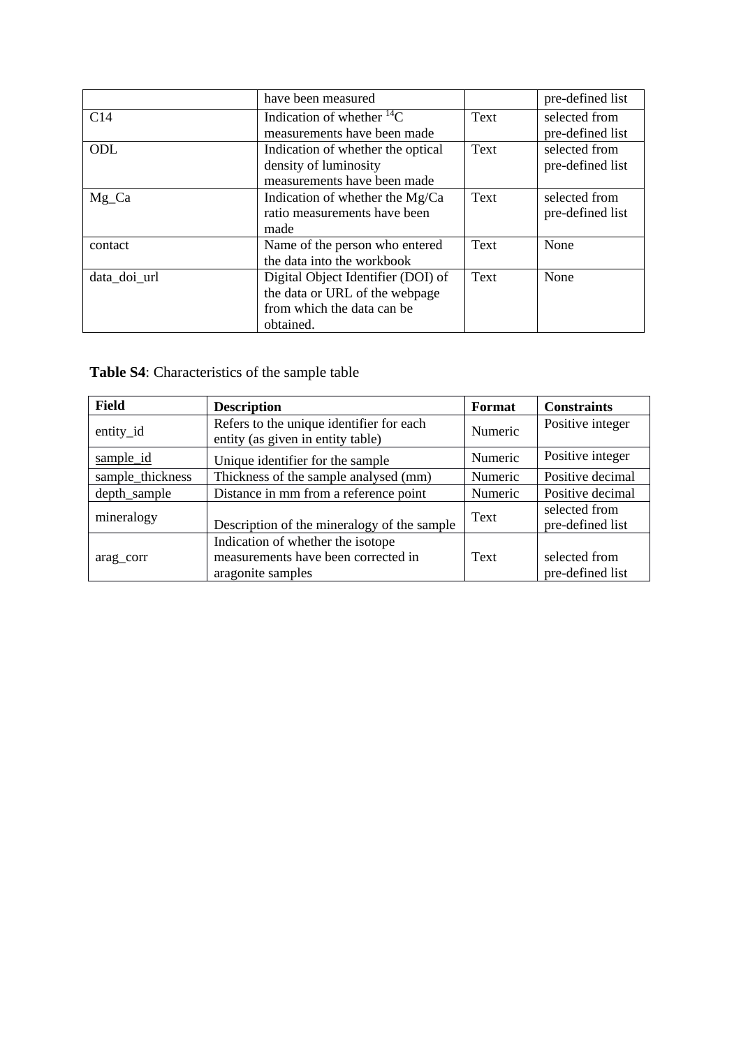|  | have been measured |  | pre-defined list |
|---|---|---|---|
| C14 | Indication of whether $^{14}C$ measurements have been made | Text | selected from pre-defined list |
| ODL | Indication of whether the optical density of luminosity measurements have been made | Text | selected from pre-defined list |
| Mg_Ca | Indication of whether the Mg/Ca ratio measurements have been made | Text | selected from pre-defined list |
| contact | Name of the person who entered the data into the workbook | Text | None |
| data_doi_url | Digital Object Identifier (DOI) of the data or URL of the webpage from which the data can be obtained. | Text | None |

**Table S4**: Characteristics of the sample table

| **Field** | **Description** | **Format** | **Constraints** |
|---|---|---|---|
| entity_id | Refers to the unique identifier for each entity (as given in entity table) | Numeric | Positive integer |
| sample_id | Unique identifier for the sample | Numeric | Positive integer |
| sample_thickness | Thickness of the sample analysed (mm) | Numeric | Positive decimal |
| depth_sample | Distance in mm from a reference point | Numeric | Positive decimal |
| mineralogy | Description of the mineralogy of the sample | Text | selected from pre-defined list |
| arag_corr | Indication of whether the isotope measurements have been corrected in aragonite samples | Text | selected from pre-defined list |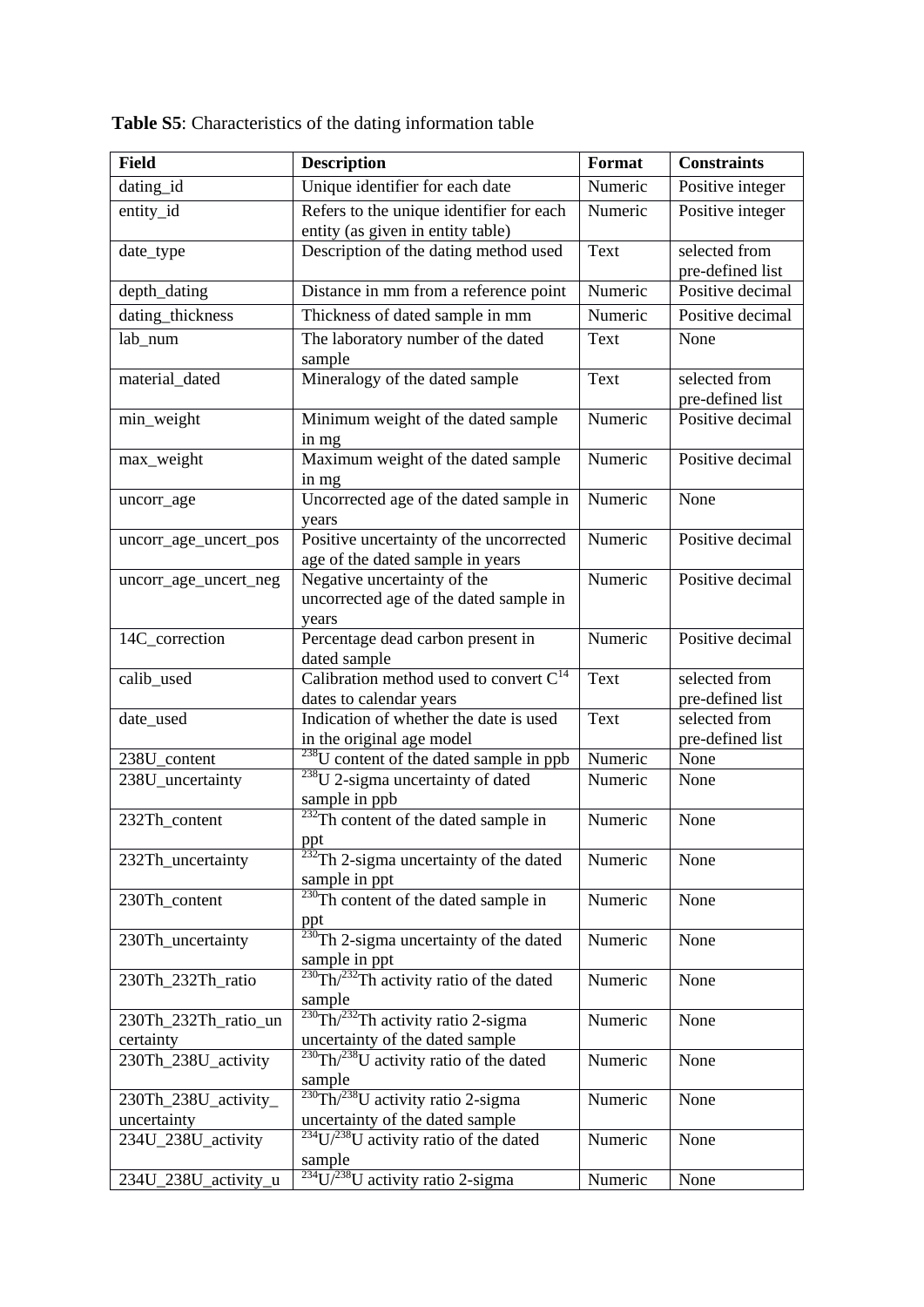**Table S5**: Characteristics of the dating information table

| Field | Description | Format | Constraints |
|---|---|---|---|
| dating_id | Unique identifier for each date | Numeric | Positive integer |
| entity_id | Refers to the unique identifier for each entity (as given in entity table) | Numeric | Positive integer |
| date_type | Description of the dating method used | Text | selected from pre-defined list |
| depth_dating | Distance in mm from a reference point | Numeric | Positive decimal |
| dating_thickness | Thickness of dated sample in mm | Numeric | Positive decimal |
| lab_num | The laboratory number of the dated sample | Text | None |
| material_dated | Mineralogy of the dated sample | Text | selected from pre-defined list |
| min_weight | Minimum weight of the dated sample in mg | Numeric | Positive decimal |
| max_weight | Maximum weight of the dated sample in mg | Numeric | Positive decimal |
| uncorr_age | Uncorrected age of the dated sample in years | Numeric | None |
| uncorr_age_uncert_pos | Positive uncertainty of the uncorrected age of the dated sample in years | Numeric | Positive decimal |
| uncorr_age_uncert_neg | Negative uncertainty of the uncorrected age of the dated sample in years | Numeric | Positive decimal |
| 14C_correction | Percentage dead carbon present in dated sample | Numeric | Positive decimal |
| calib_used | Calibration method used to convert $C^{14}$ dates to calendar years | Text | selected from pre-defined list |
| date_used | Indication of whether the date is used in the original age model | Text | selected from pre-defined list |
| 238U_content | $^{238}U$ content of the dated sample in ppb | Numeric | None |
| 238U_uncertainty | $^{238}U$ 2-sigma uncertainty of dated sample in ppb | Numeric | None |
| 232Th_content | $^{232}Th$ content of the dated sample in ppt | Numeric | None |
| 232Th_uncertainty | $^{232}Th$ 2-sigma uncertainty of the dated sample in ppt | Numeric | None |
| 230Th_content | $^{230}Th$ content of the dated sample in ppt | Numeric | None |
| 230Th_uncertainty | $^{230}Th$ 2-sigma uncertainty of the dated sample in ppt | Numeric | None |
| 230Th_232Th_ratio | $^{230}Th/^{232}Th$ activity ratio of the dated sample | Numeric | None |
| 230Th_232Th_ratio_uncertainty | $^{230}Th/^{232}Th$ activity ratio 2-sigma uncertainty of the dated sample | Numeric | None |
| 230Th_238U_activity | $^{230}Th/^{238}U$ activity ratio of the dated sample | Numeric | None |
| 230Th_238U_activity_uncertainty | $^{230}Th/^{238}U$ activity ratio 2-sigma uncertainty of the dated sample | Numeric | None |
| 234U_238U_activity | $^{234}U/^{238}U$ activity ratio of the dated sample | Numeric | None |
| 234U_238U_activity_u | $^{234}U/^{238}U$ activity ratio 2-sigma | Numeric | None |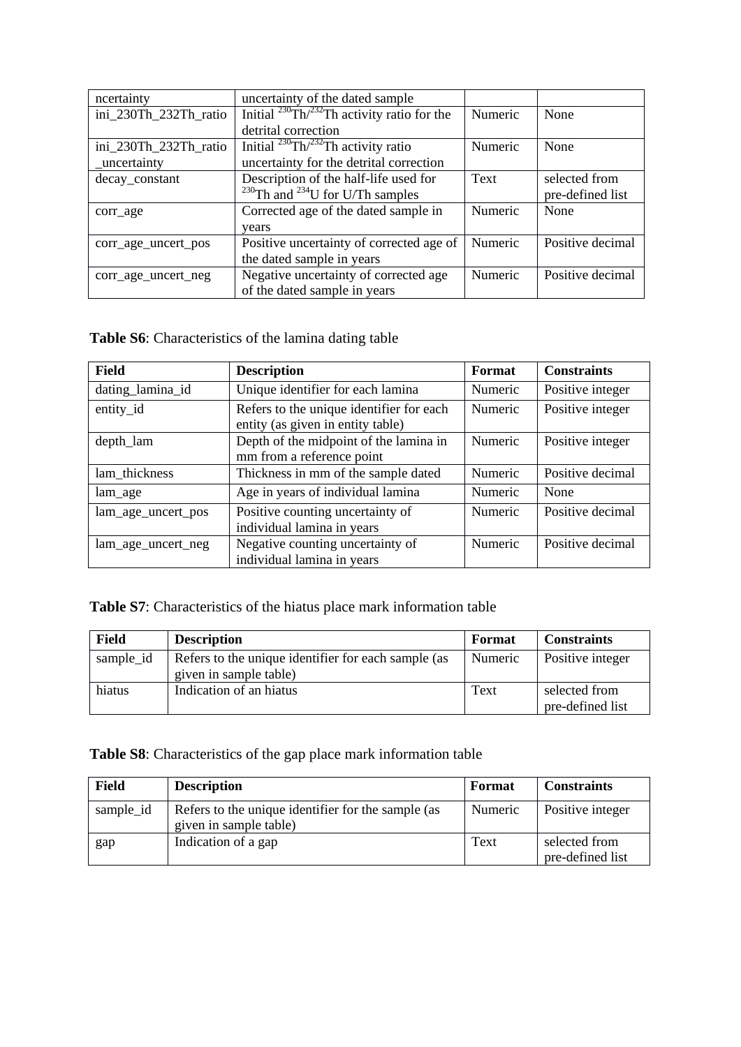| ncertainty | uncertainty of the dated sample | | |
|---|---|---|---|
| ini_230Th_232Th_ratio | Initial $^{230}$Th/$^{232}$Th activity ratio for the detrital correction | Numeric | None |
| ini_230Th_232Th_ratio _uncertainty | Initial $^{230}$Th/$^{232}$Th activity ratio uncertainty for the detrital correction | Numeric | None |
| decay_constant | Description of the half-life used for $^{230}$Th and $^{234}$U for U/Th samples | Text | selected from pre-defined list |
| corr_age | Corrected age of the dated sample in years | Numeric | None |
| corr_age_uncert_pos | Positive uncertainty of corrected age of the dated sample in years | Numeric | Positive decimal |
| corr_age_uncert_neg | Negative uncertainty of corrected age of the dated sample in years | Numeric | Positive decimal |

**Table S6**: Characteristics of the lamina dating table

| Field | Description | Format | Constraints |
|---|---|---|---|
| dating_lamina_id | Unique identifier for each lamina | Numeric | Positive integer |
| entity_id | Refers to the unique identifier for each entity (as given in entity table) | Numeric | Positive integer |
| depth_lam | Depth of the midpoint of the lamina in mm from a reference point | Numeric | Positive integer |
| lam_thickness | Thickness in mm of the sample dated | Numeric | Positive decimal |
| lam_age | Age in years of individual lamina | Numeric | None |
| lam_age_uncert_pos | Positive counting uncertainty of individual lamina in years | Numeric | Positive decimal |
| lam_age_uncert_neg | Negative counting uncertainty of individual lamina in years | Numeric | Positive decimal |

**Table S7**: Characteristics of the hiatus place mark information table

| Field | Description | Format | Constraints |
|---|---|---|---|
| sample_id | Refers to the unique identifier for each sample (as given in sample table) | Numeric | Positive integer |
| hiatus | Indication of an hiatus | Text | selected from pre-defined list |

**Table S8**: Characteristics of the gap place mark information table

| Field | Description | Format | Constraints |
|---|---|---|---|
| sample_id | Refers to the unique identifier for the sample (as given in sample table) | Numeric | Positive integer |
| gap | Indication of a gap | Text | selected from pre-defined list |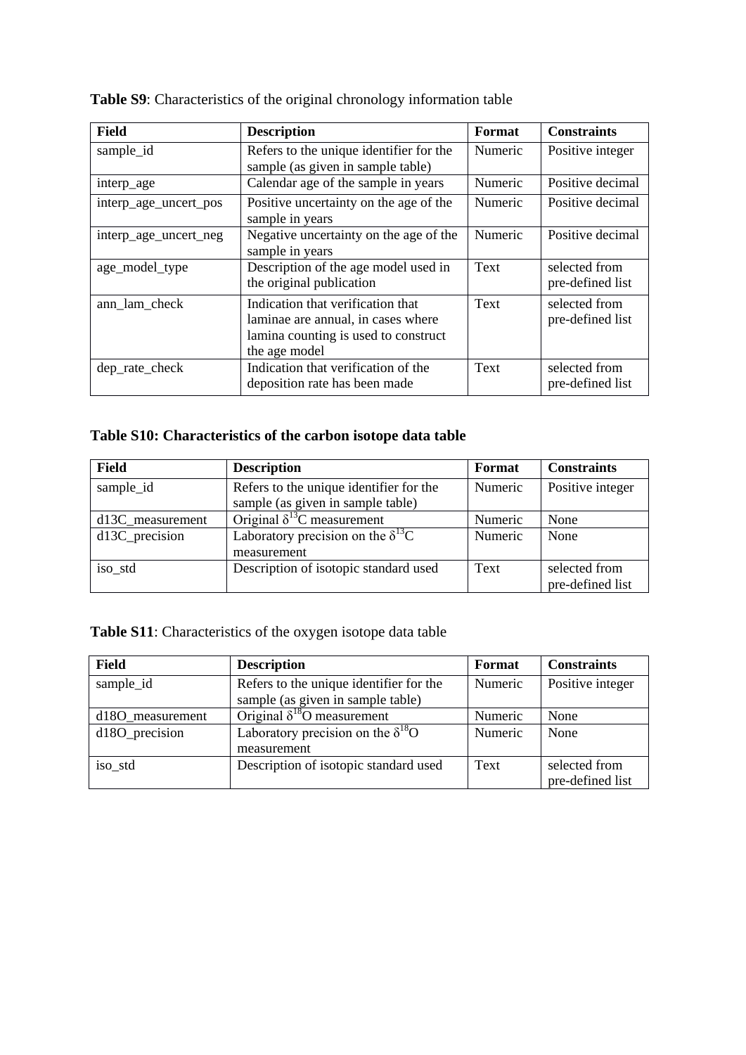**Table S9**: Characteristics of the original chronology information table

| **Field** | **Description** | **Format** | **Constraints** |
|---|---|---|---|
| sample_id | Refers to the unique identifier for the sample (as given in sample table) | Numeric | Positive integer |
| interp_age | Calendar age of the sample in years | Numeric | Positive decimal |
| interp_age_uncert_pos | Positive uncertainty on the age of the sample in years | Numeric | Positive decimal |
| interp_age_uncert_neg | Negative uncertainty on the age of the sample in years | Numeric | Positive decimal |
| age_model_type | Description of the age model used in the original publication | Text | selected from pre-defined list |
| ann_lam_check | Indication that verification that laminae are annual, in cases where lamina counting is used to construct the age model | Text | selected from pre-defined list |
| dep_rate_check | Indication that verification of the deposition rate has been made | Text | selected from pre-defined list |

**Table S10: Characteristics of the carbon isotope data table**

| **Field** | **Description** | **Format** | **Constraints** |
|---|---|---|---|
| sample_id | Refers to the unique identifier for the sample (as given in sample table) | Numeric | Positive integer |
| d13C_measurement | Original $\delta^{13}C$ measurement | Numeric | None |
| d13C_precision | Laboratory precision on the $\delta^{13}C$ measurement | Numeric | None |
| iso_std | Description of isotopic standard used | Text | selected from pre-defined list |

**Table S11**: Characteristics of the oxygen isotope data table

| **Field** | **Description** | **Format** | **Constraints** |
|---|---|---|---|
| sample_id | Refers to the unique identifier for the sample (as given in sample table) | Numeric | Positive integer |
| d18O_measurement | Original $\delta^{18}O$ measurement | Numeric | None |
| d18O_precision | Laboratory precision on the $\delta^{18}O$ measurement | Numeric | None |
| iso_std | Description of isotopic standard used | Text | selected from pre-defined list |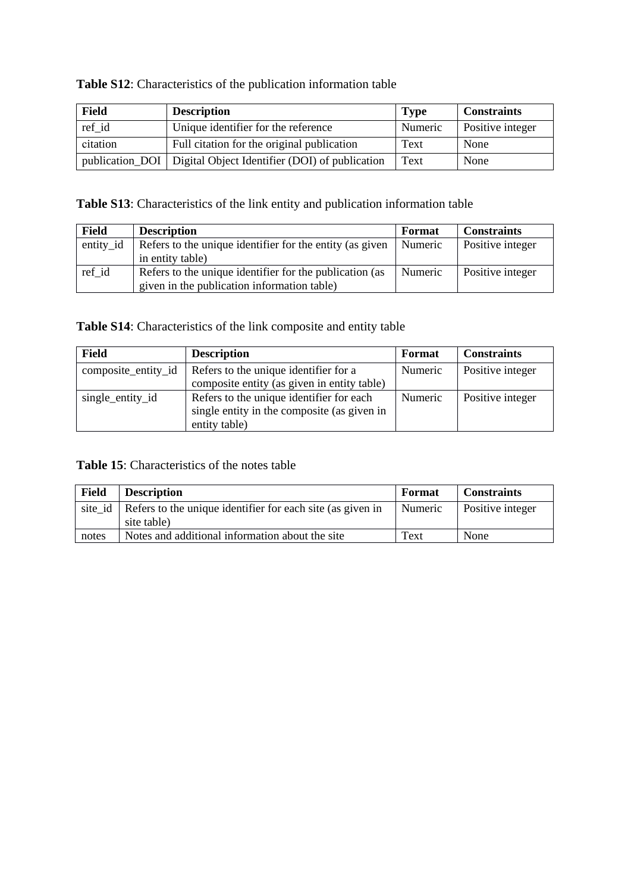**Table S12**: Characteristics of the publication information table

| Field | Description | Type | Constraints |
|---|---|---|---|
| ref_id | Unique identifier for the reference | Numeric | Positive integer |
| citation | Full citation for the original publication | Text | None |
| publication_DOI | Digital Object Identifier (DOI) of publication | Text | None |

**Table S13**: Characteristics of the link entity and publication information table

| Field | Description | Format | Constraints |
|---|---|---|---|
| entity_id | Refers to the unique identifier for the entity (as given in entity table) | Numeric | Positive integer |
| ref_id | Refers to the unique identifier for the publication (as given in the publication information table) | Numeric | Positive integer |

**Table S14**: Characteristics of the link composite and entity table

| Field | Description | Format | Constraints |
|---|---|---|---|
| composite_entity_id | Refers to the unique identifier for a composite entity (as given in entity table) | Numeric | Positive integer |
| single_entity_id | Refers to the unique identifier for each single entity in the composite (as given in entity table) | Numeric | Positive integer |

**Table 15**: Characteristics of the notes table

| Field | Description | Format | Constraints |
|---|---|---|---|
| site_id | Refers to the unique identifier for each site (as given in site table) | Numeric | Positive integer |
| notes | Notes and additional information about the site | Text | None |